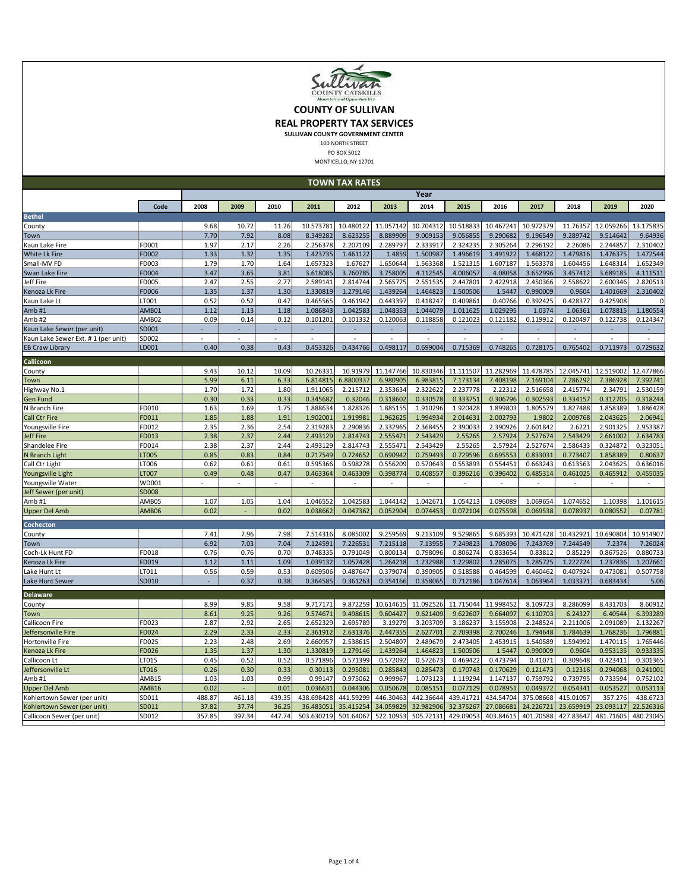# COUNTY OF SULLIVAN

## REAL PROPERTY TAX SERVICES

**SULLIVAN COUNTY GOVERNMENT CENTER**

100 NORTH STREET
PO BOX 5012
MONTICELLO, NY 12701

## TOWN TAX RATES

| | Code | 2008 | 2009 | 2010 | 2011 | 2012 | 2013 | 2014 | 2015 | 2016 | 2017 | 2018 | 2019 | 2020 |
|---|---|---|---|---|---|---|---|---|---|---|---|---|---|---|
| **Bethel** | | | | | | | | | | | | | | |
| County | | 9.68 | 10.72 | 11.26 | 10.573781 | 10.480122 | 11.057142 | 10.704312 | 10.518833 | 10.467241 | 10.972379 | 11.76357 | 12.059266 | 13.175835 |
| Town | | 7.70 | 7.92 | 8.08 | 8.349282 | 8.623255 | 8.889909 | 9.009153 | 9.056855 | 9.290682 | 9.196549 | 9.289742 | 9.514642 | 9.64936 |
| Kaun Lake Fire | FD001 | 1.97 | 2.17 | 2.26 | 2.256378 | 2.207109 | 2.289797 | 2.333917 | 2.324235 | 2.305264 | 2.296192 | 2.26086 | 2.244857 | 2.310402 |
| White Lk Fire | FD002 | 1.33 | 1.32 | 1.35 | 1.423735 | 1.461122 | 1.4859 | 1.500987 | 1.496619 | 1.491922 | 1.468122 | 1.479816 | 1.476375 | 1.472544 |
| Small-MV FD | FD003 | 1.79 | 1.70 | 1.64 | 1.657323 | 1.67627 | 1.650644 | 1.563368 | 1.521315 | 1.607187 | 1.563378 | 1.604456 | 1.648314 | 1.652349 |
| Swan Lake Fire | FD004 | 3.47 | 3.65 | 3.81 | 3.618085 | 3.760785 | 3.758005 | 4.112545 | 4.006057 | 4.08058 | 3.652996 | 3.457412 | 3.689185 | 4.111511 |
| Jeff Fire | FD005 | 2.47 | 2.55 | 2.77 | 2.589141 | 2.814744 | 2.565775 | 2.551535 | 2.447801 | 2.422918 | 2.450366 | 2.558622 | 2.600346 | 2.820513 |
| Kenoza Lk Fire | FD006 | 1.35 | 1.37 | 1.30 | 1.330819 | 1.279146 | 1.439264 | 1.464823 | 1.500506 | 1.5447 | 0.990009 | 0.9604 | 1.401669 | 2.310402 |
| Kaun Lake Lt | LT001 | 0.52 | 0.52 | 0.47 | 0.465565 | 0.461942 | 0.443397 | 0.418247 | 0.409861 | 0.40766 | 0.392425 | 0.428377 | 0.425908 | 0 |
| Amb #1 | AMB01 | 1.12 | 1.13 | 1.18 | 1.086843 | 1.042583 | 1.048353 | 1.044079 | 1.011625 | 1.029295 | 1.0374 | 1.06361 | 1.078815 | 1.180554 |
| Amb #2 | AMB02 | 0.09 | 0.14 | 0.12 | 0.101201 | 0.101332 | 0.120063 | 0.118858 | 0.121023 | 0.121182 | 0.119912 | 0.120497 | 0.122738 | 0.124347 |
| Kaun Lake Sewer (per unit) | SD001 | - | - | - | - | - | - | - | - | - | - | - | - | - |
| Kaun Lake Sewer Ext. # 1 (per unit) | SD002 | - | - | - | - | - | - | - | - | - | - | - | - | - |
| EB Craw Library | LD001 | 0.40 | 0.38 | 0.43 | 0.453326 | 0.434766 | 0.498117 | 0.699004 | 0.715369 | 0.748265 | 0.728175 | 0.765402 | 0.711973 | 0.729632 |
| **Callicoon** | | | | | | | | | | | | | | |
| County | | 9.43 | 10.12 | 10.09 | 10.26331 | 10.91979 | 11.147766 | 10.830346 | 11.111507 | 11.282969 | 11.478785 | 12.045741 | 12.519002 | 12.477866 |
| Town | | 5.99 | 6.11 | 6.33 | 6.814815 | 6.8800337 | 6.980905 | 6.983815 | 7.173134 | 7.408198 | 7.169104 | 7.286292 | 7.386928 | 7.392741 |
| Highway No.1 | | 1.70 | 1.72 | 1.80 | 1.911065 | 2.215712 | 2.353634 | 2.322622 | 2.237778 | 2.22312 | 2.516658 | 2.415774 | 2.34791 | 2.530159 |
| Gen Fund | | 0.30 | 0.33 | 0.33 | 0.345682 | 0.32046 | 0.318602 | 0.330578 | 0.333751 | 0.306796 | 0.302593 | 0.334157 | 0.312705 | 0.318244 |
| N Branch Fire | FD010 | 1.63 | 1.69 | 1.75 | 1.888634 | 1.828326 | 1.885155 | 1.910296 | 1.920428 | 1.899803 | 1.805579 | 1.827488 | 1.858389 | 1.886428 |
| Call Ctr Fire | FD011 | 1.85 | 1.88 | 1.91 | 1.902001 | 1.919981 | 1.962625 | 1.994934 | 2.014631 | 2.002793 | 1.9802 | 2.009768 | 2.043625 | 2.06941 |
| Youngsville Fire | FD012 | 2.35 | 2.36 | 2.54 | 2.319283 | 2.290836 | 2.332965 | 2.368455 | 2.390033 | 2.390926 | 2.601842 | 2.6221 | 2.901325 | 2.953387 |
| Jeff Fire | FD013 | 2.38 | 2.37 | 2.44 | 2.493129 | 2.814743 | 2.555471 | 2.543429 | 2.55265 | 2.57924 | 2.527674 | 2.543429 | 2.661002 | 2.634783 |
| Shandelee Fire | FD014 | 2.38 | 2.37 | 2.44 | 2.493129 | 2.814743 | 2.555471 | 2.543429 | 2.55265 | 2.57924 | 2.527674 | 2.586433 | 0.324872 | 0.323051 |
| N Branch Light | LT005 | 0.85 | 0.83 | 0.84 | 0.717549 | 0.724652 | 0.690942 | 0.759493 | 0.729596 | 0.695553 | 0.833031 | 0.773407 | 1.858389 | 0.80637 |
| Call Ctr Light | LT006 | 0.62 | 0.61 | 0.61 | 0.595366 | 0.598278 | 0.556209 | 0.570643 | 0.553893 | 0.554451 | 0.663243 | 0.613563 | 2.043625 | 0.636016 |
| Youngsville Light | LT007 | 0.49 | 0.48 | 0.47 | 0.463364 | 0.463309 | 0.398774 | 0.408557 | 0.396216 | 0.396402 | 0.485314 | 0.461025 | 0.465912 | 0.455035 |
| Youngsville Water | WD001 | - | - | - | - | - | - | - | - | - | - | - | - | - |
| Jeff Sewer (per unit) | SD008 | | | | | | | | | | | | | |
| Amb #1 | AMB05 | 1.07 | 1.05 | 1.04 | 1.046552 | 1.042583 | 1.044142 | 1.042671 | 1.054213 | 1.096089 | 1.069654 | 1.074652 | 1.10398 | 1.101615 |
| Upper Del Amb | AMB06 | 0.02 | - | 0.02 | 0.038662 | 0.047362 | 0.052904 | 0.074453 | 0.072104 | 0.075598 | 0.069538 | 0.078937 | 0.080552 | 0.07781 |
| **Cochecton** | | | | | | | | | | | | | | |
| County | | 7.41 | 7.96 | 7.98 | 7.514316 | 8.085002 | 9.259569 | 9.213109 | 9.529865 | 9.685393 | 10.471428 | 10.432921 | 10.690804 | 10.914907 |
| Town | | 6.92 | 7.03 | 7.04 | 7.124591 | 7.226531 | 7.215118 | 7.13955 | 7.249823 | 1.708096 | 7.243769 | 7.244549 | 7.2374 | 7.26024 |
| Coch-Lk Hunt FD | FD018 | 0.76 | 0.76 | 0.70 | 0.748335 | 0.791049 | 0.800134 | 0.798096 | 0.806274 | 0.833654 | 0.83812 | 0.85229 | 0.867526 | 0.880733 |
| Kenoza Lk Fire | FD019 | 1.12 | 1.11 | 1.09 | 1.039132 | 1.057428 | 1.264218 | 1.232988 | 1.229802 | 1.285075 | 1.285725 | 1.222724 | 1.237836 | 1.207661 |
| Lake Hunt Lt | LT011 | 0.56 | 0.59 | 0.53 | 0.609506 | 0.487647 | 0.379074 | 0.390905 | 0.518588 | 0.464599 | 0.460462 | 0.407924 | 0.473081 | 0.507758 |
| Lake Hunt Sewer | SD010 | - | 0.37 | 0.38 | 0.364585 | 0.361263 | 0.354166 | 0.358065 | 0.712186 | 1.047614 | 1.063964 | 1.033371 | 0.683434 | 5.06 |
| **Delaware** | | | | | | | | | | | | | | |
| County | | 8.99 | 9.85 | 9.58 | 9.717171 | 9.872259 | 10.614615 | 11.092526 | 11.715044 | 11.998452 | 8.109723 | 8.286099 | 8.431703 | 8.60912 |
| Town | | 8.61 | 9.25 | 9.26 | 9.574671 | 9.498615 | 9.604427 | 9.621409 | 9.622607 | 9.664097 | 6.110703 | 6.24327 | 6.40544 | 6.393289 |
| Callicoon Fire | FD023 | 2.87 | 2.92 | 2.65 | 2.652329 | 2.695789 | 3.19279 | 3.203709 | 3.186237 | 3.155908 | 2.248524 | 2.211006 | 2.091089 | 2.132267 |
| Jeffersonville Fire | FD024 | 2.29 | 2.33 | 2.33 | 2.361912 | 2.631376 | 2.447355 | 2.627701 | 2.709398 | 2.700246 | 1.794648 | 1.784639 | 1.768236 | 1.796881 |
| Hortonville Fire | FD025 | 2.23 | 2.48 | 2.69 | 2.660957 | 2.538615 | 2.504807 | 2.489679 | 2.473405 | 2.453915 | 1.540589 | 1.594992 | 1.470115 | 1.765446 |
| Kenoza Lk Fire | FD026 | 1.35 | 1.37 | 1.30 | 1.330819 | 1.279146 | 1.439264 | 1.464823 | 1.500506 | 1.5447 | 0.990009 | 0.9604 | 0.953135 | 0.933335 |
| Callicoon Lt | LT015 | 0.45 | 0.52 | 0.52 | 0.571896 | 0.571399 | 0.572092 | 0.572673 | 0.469422 | 0.473794 | 0.41071 | 0.309648 | 0.423411 | 0.301365 |
| Jeffersonville Lt | LT016 | 0.26 | 0.30 | 0.33 | 0.30113 | 0.295081 | 0.285843 | 0.285473 | 0.170743 | 0.170629 | 0.121473 | 0.12316 | 0.294068 | 0.241001 |
| Amb #1 | AMB15 | 1.03 | 1.03 | 0.99 | 0.99147 | 0.975062 | 0.999967 | 1.073123 | 1.119294 | 1.147137 | 0.759792 | 0.739795 | 0.733594 | 0.752102 |
| Upper Del Amb | AMB16 | 0.02 | - | 0.01 | 0.036631 | 0.044306 | 0.050678 | 0.085151 | 0.077129 | 0.078951 | 0.049372 | 0.054341 | 0.053527 | 0.053113 |
| Kohlertown Sewer (per unit) | SD011 | 488.87 | 461.18 | 439.35 | 438.698428 | 441.59299 | 446.30463 | 442.36644 | 439.41721 | 434.54704 | 375.08668 | 415.01057 | 357.276 | 438.6723 |
| Kohlertown Sewer (per unit) | SD011 | 37.82 | 37.74 | 36.25 | 36.483051 | 35.415254 | 34.059829 | 32.982906 | 32.375267 | 27.086681 | 24.226721 | 23.659919 | 23.093117 | 22.526316 |
| Callicoon Sewer (per unit) | SD012 | 357.85 | 397.34 | 447.74 | 503.630219 | 501.64067 | 522.10953 | 505.72131 | 429.09053 | 403.84615 | 401.70588 | 427.83647 | 481.71605 | 480.23045 |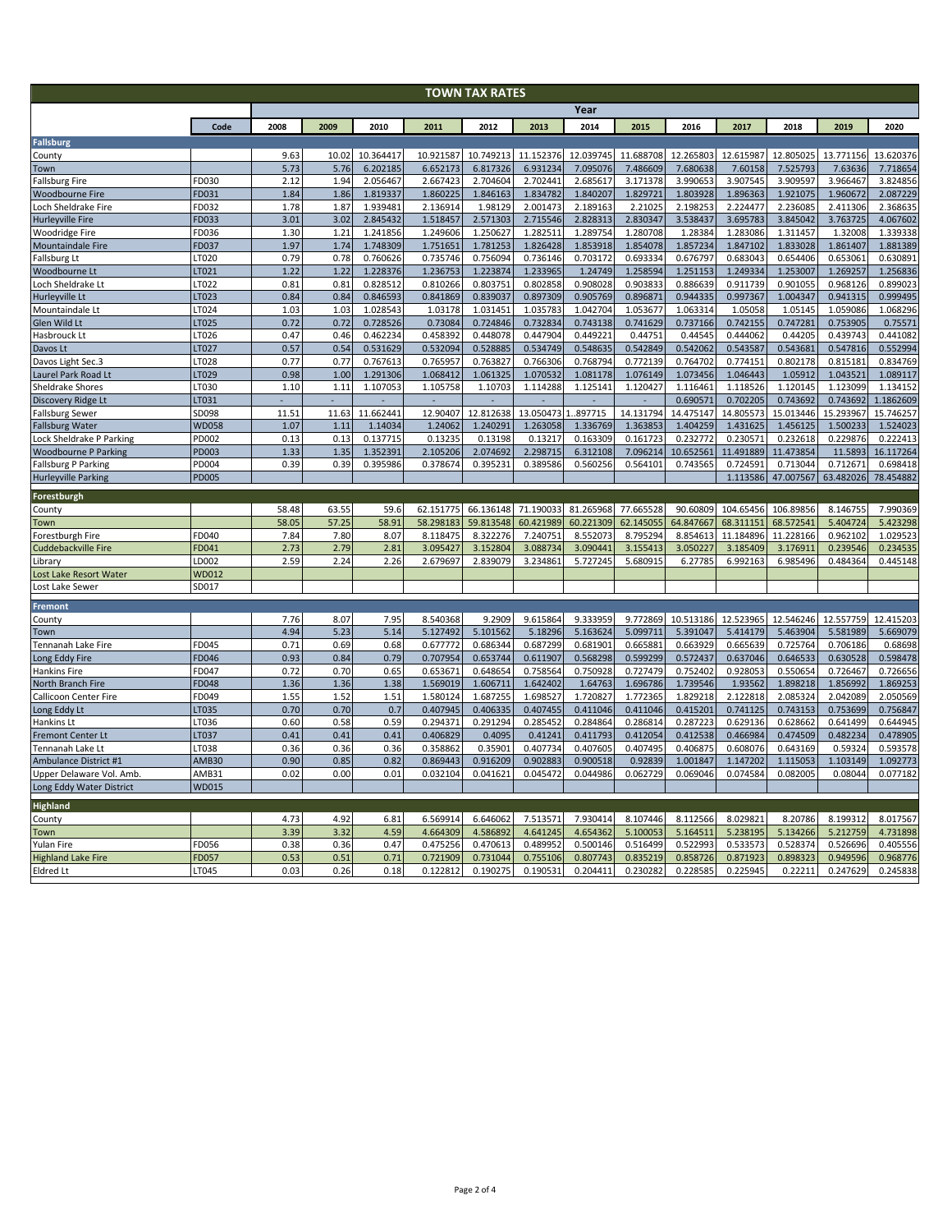# TOWN TAX RATES

| | Code | 2008 | 2009 | 2010 | 2011 | 2012 | 2013 | 2014 | 2015 | 2016 | 2017 | 2018 | 2019 | 2020 |
|---|---|---|---|---|---|---|---|---|---|---|---|---|---|---|
| **Fallsburg** | | | | | | | | | | | | | | |
| County | | 9.63 | 10.02 | 10.364417 | 10.921587 | 10.749213 | 11.152376 | 12.039745 | 11.688708 | 12.265803 | 12.615987 | 12.805025 | 13.771156 | 13.620376 |
| Town | | 5.73 | 5.76 | 6.202185 | 6.652173 | 6.817326 | 6.931234 | 7.095076 | 7.486609 | 7.680638 | 7.60158 | 7.525793 | 7.63636 | 7.718654 |
| Fallsburg Fire | FD030 | 2.12 | 1.94 | 2.056467 | 2.667423 | 2.704604 | 2.702441 | 2.685617 | 3.171378 | 3.990653 | 3.907545 | 3.909597 | 3.966467 | 3.824856 |
| Woodbourne Fire | FD031 | 1.84 | 1.86 | 1.819337 | 1.860225 | 1.846163 | 1.834782 | 1.840207 | 1.829721 | 1.803928 | 1.896363 | 1.921075 | 1.960672 | 2.087229 |
| Loch Sheldrake Fire | FD032 | 1.78 | 1.87 | 1.939481 | 2.136914 | 1.98129 | 2.001473 | 2.189163 | 2.21025 | 2.198253 | 2.224477 | 2.236085 | 2.411306 | 2.368635 |
| Hurleyville Fire | FD033 | 3.01 | 3.02 | 2.845432 | 1.518457 | 2.571303 | 2.715546 | 2.828313 | 2.830347 | 3.538437 | 3.695783 | 3.845042 | 3.763725 | 4.067602 |
| Woodridge Fire | FD036 | 1.30 | 1.21 | 1.241856 | 1.249606 | 1.250627 | 1.282511 | 1.289754 | 1.280708 | 1.28384 | 1.283086 | 1.311457 | 1.32008 | 1.339338 |
| Mountaindale Fire | FD037 | 1.97 | 1.74 | 1.748309 | 1.751651 | 1.781253 | 1.826428 | 1.853918 | 1.854078 | 1.857234 | 1.847102 | 1.833028 | 1.861407 | 1.881389 |
| Fallsburg Lt | LT020 | 0.79 | 0.78 | 0.760626 | 0.735746 | 0.756094 | 0.736146 | 0.703172 | 0.693334 | 0.676797 | 0.683043 | 0.654406 | 0.653061 | 0.630891 |
| Woodbourne Lt | LT021 | 1.22 | 1.22 | 1.228376 | 1.236753 | 1.223874 | 1.233965 | 1.24749 | 1.258594 | 1.251153 | 1.249334 | 1.253007 | 1.269257 | 1.256836 |
| Loch Sheldrake Lt | LT022 | 0.81 | 0.81 | 0.828512 | 0.810266 | 0.803751 | 0.802858 | 0.908028 | 0.903833 | 0.886639 | 0.911739 | 0.901055 | 0.968126 | 0.899023 |
| Hurleyville Lt | LT023 | 0.84 | 0.84 | 0.846593 | 0.841869 | 0.839037 | 0.897309 | 0.905769 | 0.896871 | 0.944335 | 0.997367 | 1.004347 | 0.941315 | 0.999495 |
| Mountaindale Lt | LT024 | 1.03 | 1.03 | 1.028543 | 1.03178 | 1.031451 | 1.035783 | 1.042704 | 1.053677 | 1.063314 | 1.05058 | 1.05145 | 1.059086 | 1.068296 |
| Glen Wild Lt | LT025 | 0.72 | 0.72 | 0.728526 | 0.73084 | 0.724846 | 0.732834 | 0.743138 | 0.741629 | 0.737166 | 0.742155 | 0.747281 | 0.753905 | 0.75571 |
| Hasbrouck Lt | LT026 | 0.47 | 0.46 | 0.462234 | 0.458392 | 0.448078 | 0.447904 | 0.449221 | 0.44751 | 0.44545 | 0.444062 | 0.44205 | 0.439743 | 0.441082 |
| Davos Lt | LT027 | 0.57 | 0.54 | 0.531629 | 0.532094 | 0.528885 | 0.534749 | 0.548635 | 0.542849 | 0.542062 | 0.543587 | 0.543681 | 0.547816 | 0.552994 |
| Davos Light Sec.3 | LT028 | 0.77 | 0.77 | 0.767613 | 0.765957 | 0.763827 | 0.766306 | 0.768794 | 0.772139 | 0.764702 | 0.774151 | 0.802178 | 0.815181 | 0.834769 |
| Laurel Park Road Lt | LT029 | 0.98 | 1.00 | 1.291306 | 1.068412 | 1.061325 | 1.070532 | 1.081178 | 1.076149 | 1.073456 | 1.046443 | 1.05912 | 1.043521 | 1.089117 |
| Sheldrake Shores | LT030 | 1.10 | 1.11 | 1.107053 | 1.105758 | 1.10703 | 1.114288 | 1.125141 | 1.120427 | 1.116461 | 1.118526 | 1.120145 | 1.123099 | 1.134152 |
| Discovery Ridge Lt | LT031 | - | - | - | - | - | - | - | - | 0.690571 | 0.702205 | 0.743692 | 0.743692 | 1.1862609 |
| Fallsburg Sewer | SD098 | 11.51 | 11.63 | 11.662441 | 12.90407 | 12.812638 | 13.050473 | 1..897715 | 14.131794 | 14.475147 | 14.805573 | 15.013446 | 15.293967 | 15.746257 |
| Fallsburg Water | WD058 | 1.07 | 1.11 | 1.14034 | 1.24062 | 1.240291 | 1.263058 | 1.336769 | 1.363853 | 1.404259 | 1.431625 | 1.456125 | 1.500233 | 1.524023 |
| Lock Sheldrake P Parking | PD002 | 0.13 | 0.13 | 0.137715 | 0.13235 | 0.13198 | 0.13217 | 0.163309 | 0.161723 | 0.232772 | 0.230571 | 0.232618 | 0.229876 | 0.222413 |
| Woodbourne P Parking | PD003 | 1.33 | 1.35 | 1.352391 | 2.105206 | 2.074692 | 2.298715 | 6.312108 | 7.096214 | 10.652561 | 11.491889 | 11.473854 | 11.5893 | 16.117264 |
| Fallsburg P Parking | PD004 | 0.39 | 0.39 | 0.395986 | 0.378674 | 0.395231 | 0.389586 | 0.560256 | 0.564101 | 0.743565 | 0.724591 | 0.713044 | 0.712671 | 0.698418 |
| Hurleyville Parking | PD005 | | | | | | | | | | 1.113586 | 47.007567 | 63.482026 | 78.454882 |
| **Forestburgh** | | | | | | | | | | | | | | |
| County | | 58.48 | 63.55 | 59.6 | 62.151775 | 66.136148 | 71.190033 | 81.265968 | 77.665528 | 90.60809 | 104.65456 | 106.89856 | 8.146755 | 7.990369 |
| Town | | 58.05 | 57.25 | 58.91 | 58.298183 | 59.813548 | 60.421989 | 60.221309 | 62.145055 | 64.847667 | 68.311151 | 68.572541 | 5.404724 | 5.423298 |
| Forestburgh Fire | FD040 | 7.84 | 7.80 | 8.07 | 8.118475 | 8.322276 | 7.240751 | 8.552073 | 8.795294 | 8.854613 | 11.184896 | 11.228166 | 0.962102 | 1.029523 |
| Cuddebackville Fire | FD041 | 2.73 | 2.79 | 2.81 | 3.095427 | 3.152804 | 3.088734 | 3.090441 | 3.155413 | 3.050227 | 3.185409 | 3.176911 | 0.239546 | 0.234535 |
| Library | LD002 | 2.59 | 2.24 | 2.26 | 2.679697 | 2.839079 | 3.234861 | 5.727245 | 5.680915 | 6.27785 | 6.992163 | 6.985496 | 0.484364 | 0.445148 |
| Lost Lake Resort Water | WD012 | | | | | | | | | | | | | |
| Lost Lake Sewer | SD017 | | | | | | | | | | | | | |
| **Fremont** | | | | | | | | | | | | | | |
| County | | 7.76 | 8.07 | 7.95 | 8.540368 | 9.2909 | 9.615864 | 9.333959 | 9.772869 | 10.513186 | 12.523965 | 12.546246 | 12.557759 | 12.415203 |
| Town | | 4.94 | 5.23 | 5.14 | 5.127492 | 5.101562 | 5.18296 | 5.163624 | 5.099711 | 5.391047 | 5.414179 | 5.463904 | 5.581989 | 5.669079 |
| Tennanah Lake Fire | FD045 | 0.71 | 0.69 | 0.68 | 0.677772 | 0.686344 | 0.687299 | 0.681901 | 0.665881 | 0.663929 | 0.665639 | 0.725764 | 0.706186 | 0.68698 |
| Long Eddy Fire | FD046 | 0.93 | 0.84 | 0.79 | 0.707954 | 0.653744 | 0.611907 | 0.568298 | 0.599299 | 0.572437 | 0.637046 | 0.646533 | 0.630528 | 0.598478 |
| Hankins Fire | FD047 | 0.72 | 0.70 | 0.65 | 0.653671 | 0.648654 | 0.758564 | 0.750928 | 0.727479 | 0.752402 | 0.928053 | 0.550654 | 0.726467 | 0.726656 |
| North Branch Fire | FD048 | 1.36 | 1.36 | 1.38 | 1.569019 | 1.606711 | 1.642402 | 1.64763 | 1.696786 | 1.739546 | 1.93562 | 1.898218 | 1.856992 | 1.869253 |
| Callicoon Center Fire | FD049 | 1.55 | 1.52 | 1.51 | 1.580124 | 1.687255 | 1.698527 | 1.720827 | 1.772365 | 1.829218 | 2.122818 | 2.085324 | 2.042089 | 2.050569 |
| Long Eddy Lt | LT035 | 0.70 | 0.70 | 0.7 | 0.407945 | 0.406335 | 0.407455 | 0.411046 | 0.411046 | 0.415201 | 0.741125 | 0.743153 | 0.753699 | 0.756847 |
| Hankins Lt | LT036 | 0.60 | 0.58 | 0.59 | 0.294371 | 0.291294 | 0.285452 | 0.284864 | 0.286814 | 0.287223 | 0.629136 | 0.628662 | 0.641499 | 0.644945 |
| Fremont Center Lt | LT037 | 0.41 | 0.41 | 0.41 | 0.406829 | 0.4095 | 0.41241 | 0.411793 | 0.412054 | 0.412538 | 0.466984 | 0.474509 | 0.482234 | 0.478905 |
| Tennanah Lake Lt | LT038 | 0.36 | 0.36 | 0.36 | 0.358862 | 0.35901 | 0.407734 | 0.407605 | 0.407495 | 0.406875 | 0.608076 | 0.643169 | 0.59324 | 0.593578 |
| Ambulance District #1 | AMB30 | 0.90 | 0.85 | 0.82 | 0.869443 | 0.916209 | 0.902883 | 0.900518 | 0.92839 | 1.001847 | 1.147202 | 1.115053 | 1.103149 | 1.092773 |
| Upper Delaware Vol. Amb. | AMB31 | 0.02 | 0.00 | 0.01 | 0.032104 | 0.041621 | 0.045472 | 0.044986 | 0.062729 | 0.069046 | 0.074584 | 0.082005 | 0.08044 | 0.077182 |
| Long Eddy Water District | WD015 | | | | | | | | | | | | | |
| **Highland** | | | | | | | | | | | | | | |
| County | | 4.73 | 4.92 | 6.81 | 6.569914 | 6.646062 | 7.513571 | 7.930414 | 8.107446 | 8.112566 | 8.029821 | 8.20786 | 8.199312 | 8.017567 |
| Town | | 3.39 | 3.32 | 4.59 | 4.664309 | 4.586892 | 4.641245 | 4.654362 | 5.100053 | 5.164511 | 5.238195 | 5.134266 | 5.212759 | 4.731898 |
| Yulan Fire | FD056 | 0.38 | 0.36 | 0.47 | 0.475256 | 0.470613 | 0.489952 | 0.500146 | 0.516499 | 0.522993 | 0.533573 | 0.528374 | 0.526696 | 0.405556 |
| Highland Lake Fire | FD057 | 0.53 | 0.51 | 0.71 | 0.721909 | 0.731044 | 0.755106 | 0.807743 | 0.835219 | 0.858726 | 0.871923 | 0.898323 | 0.949596 | 0.968776 |
| Eldred Lt | LT045 | 0.03 | 0.26 | 0.18 | 0.122812 | 0.190275 | 0.190531 | 0.204411 | 0.230282 | 0.228585 | 0.225945 | 0.22211 | 0.247629 | 0.245838 |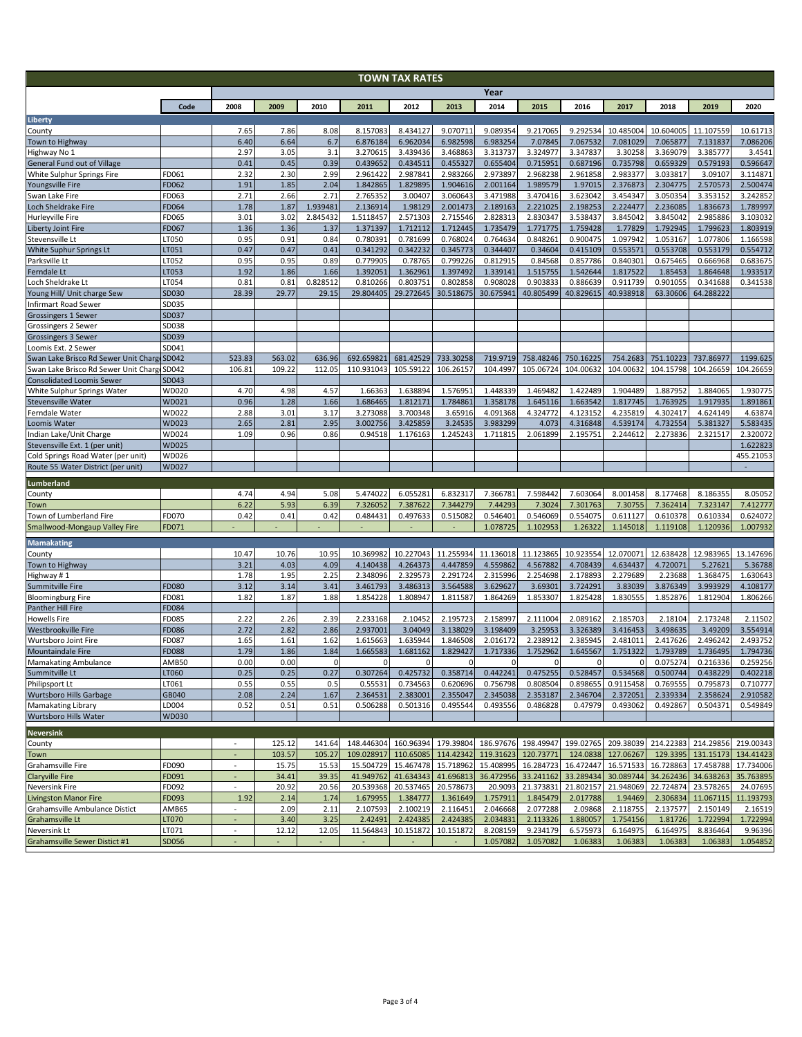# TOWN TAX RATES

| | Code | 2008 | 2009 | 2010 | 2011 | 2012 | 2013 | 2014 | 2015 | 2016 | 2017 | 2018 | 2019 | 2020 |
|---|---|---|---|---|---|---|---|---|---|---|---|---|---|---|
| | | Year | | | | | | | | | | | | |
| **Liberty** | | | | | | | | | | | | | | |
| County | | 7.65 | 7.86 | 8.08 | 8.157083 | 8.434127 | 9.070711 | 9.089354 | 9.217065 | 9.292534 | 10.485004 | 10.604005 | 11.107559 | 10.61713 |
| Town to Highway | | 6.40 | 6.64 | 6.7 | 6.876184 | 6.962034 | 6.982598 | 6.983254 | 7.07845 | 7.067532 | 7.081029 | 7.065877 | 7.131837 | 7.086206 |
| Highway No 1 | | 2.97 | 3.05 | 3.1 | 3.270615 | 3.439436 | 3.468863 | 3.313737 | 3.324977 | 3.347837 | 3.30258 | 3.369079 | 3.385777 | 3.4541 |
| General Fund out of Village | | 0.41 | 0.45 | 0.39 | 0.439652 | 0.434511 | 0.455327 | 0.655404 | 0.715951 | 0.687196 | 0.735798 | 0.659329 | 0.579193 | 0.596647 |
| White Sulphur Springs Fire | FD061 | 2.32 | 2.30 | 2.99 | 2.961422 | 2.987841 | 2.983266 | 2.973897 | 2.968238 | 2.961858 | 2.983377 | 3.033817 | 3.09107 | 3.114871 |
| Youngsville Fire | FD062 | 1.91 | 1.85 | 2.04 | 1.842865 | 1.829895 | 1.904616 | 2.001164 | 1.989579 | 1.97015 | 2.376873 | 2.304775 | 2.570573 | 2.500474 |
| Swan Lake Fire | FD063 | 2.71 | 2.66 | 2.71 | 2.765352 | 3.00407 | 3.060643 | 3.471988 | 3.470416 | 3.623042 | 3.454347 | 3.050354 | 3.323152 | 3.242852 |
| Loch Sheldrake Fire | FD064 | 1.78 | 1.87 | 1.939481 | 2.136914 | 1.98129 | 2.001473 | 2.189163 | 2.221025 | 2.198253 | 2.224477 | 2.236085 | 1.836673 | 1.789997 |
| Hurleyville Fire | FD065 | 3.01 | 3.02 | 2.845432 | 1.5118457 | 2.571303 | 2.715546 | 2.828313 | 2.830347 | 3.538437 | 3.845042 | 3.845042 | 2.985886 | 3.103032 |
| Liberty Joint Fire | FD067 | 1.36 | 1.36 | 1.37 | 1.371397 | 1.712112 | 1.712445 | 1.735479 | 1.771775 | 1.759428 | 1.77829 | 1.792945 | 1.799623 | 1.803919 |
| Stevensville Lt | LT050 | 0.95 | 0.91 | 0.84 | 0.780391 | 0.781699 | 0.768024 | 0.764634 | 0.848261 | 0.900475 | 1.097942 | 1.053167 | 1.077806 | 1.166598 |
| White Suphur Springs Lt | LT051 | 0.47 | 0.47 | 0.41 | 0.341292 | 0.342232 | 0.345773 | 0.344407 | 0.34604 | 0.415109 | 0.553571 | 0.553708 | 0.553179 | 0.554712 |
| Parksville Lt | LT052 | 0.95 | 0.95 | 0.89 | 0.779905 | 0.78765 | 0.799226 | 0.812915 | 0.84568 | 0.857786 | 0.840301 | 0.675465 | 0.666968 | 0.683675 |
| Ferndale Lt | LT053 | 1.92 | 1.86 | 1.66 | 1.392051 | 1.362961 | 1.397492 | 1.339141 | 1.515755 | 1.542644 | 1.817522 | 1.85453 | 1.864648 | 1.933517 |
| Loch Sheldrake Lt | LT054 | 0.81 | 0.81 | 0.828512 | 0.810266 | 0.803751 | 0.802858 | 0.908028 | 0.903833 | 0.886639 | 0.911739 | 0.901055 | 0.341688 | 0.341538 |
| Young Hill/ Unit charge Sew | SD030 | 28.39 | 29.77 | 29.15 | 29.804405 | 29.272645 | 30.518675 | 30.675941 | 40.805499 | 40.829615 | 40.938918 | 63.30606 | 64.288222 | |
| Infirmart Road Sewer | SD035 | | | | | | | | | | | | | |
| Grossingers 1 Sewer | SD037 | | | | | | | | | | | | | |
| Grossingers 2 Sewer | SD038 | | | | | | | | | | | | | |
| Grossingers 3 Sewer | SD039 | | | | | | | | | | | | | |
| Loomis Ext. 2 Sewer | SD041 | | | | | | | | | | | | | |
| Swan Lake Brisco Rd Sewer Unit Charge | SD042 | 523.83 | 563.02 | 636.96 | 692.659821 | 681.42529 | 733.30258 | 719.9719 | 758.48246 | 750.16225 | 754.2683 | 751.10223 | 737.86977 | 1199.625 |
| Swan Lake Brisco Rd Sewer Unit Charge | SD042 | 106.81 | 109.22 | 112.05 | 110.931043 | 105.59122 | 106.26157 | 104.4997 | 105.06724 | 104.00632 | 104.00632 | 104.15798 | 104.26659 | 104.26659 |
| Consolidated Loomis Sewer | SD043 | | | | | | | | | | | | | |
| White Sulphur Springs Water | WD020 | 4.70 | 4.98 | 4.57 | 1.66363 | 1.638894 | 1.576951 | 1.448339 | 1.469482 | 1.422489 | 1.904489 | 1.887952 | 1.884065 | 1.930775 |
| Stevensville Water | WD021 | 0.96 | 1.28 | 1.66 | 1.686465 | 1.812171 | 1.784861 | 1.358178 | 1.645116 | 1.663542 | 1.817745 | 1.763925 | 1.917935 | 1.891861 |
| Ferndale Water | WD022 | 2.88 | 3.01 | 3.17 | 3.273088 | 3.700348 | 3.65916 | 4.091368 | 4.324772 | 4.123152 | 4.235819 | 4.302417 | 4.624149 | 4.63874 |
| Loomis Water | WD023 | 2.65 | 2.81 | 2.95 | 3.002756 | 3.425859 | 3.24535 | 3.983299 | 4.073 | 4.316848 | 4.539174 | 4.732554 | 5.381327 | 5.583435 |
| Indian Lake/Unit Charge | WD024 | 1.09 | 0.96 | 0.86 | 0.94518 | 1.176163 | 1.245243 | 1.711815 | 2.061899 | 2.195751 | 2.244612 | 2.273836 | 2.321517 | 2.320072 |
| Stevensville Ext. 1 (per unit) | WD025 | | | | | | | | | | | | | 1.622823 |
| Cold Springs Road Water (per unit) | WD026 | | | | | | | | | | | | | 455.21053 |
| Route 55 Water District (per unit) | WD027 | | | | | | | | | | | | | - |
| **Lumberland** | | | | | | | | | | | | | | |
| County | | 4.74 | 4.94 | 5.08 | 5.474022 | 6.055281 | 6.832317 | 7.366781 | 7.598442 | 7.603064 | 8.001458 | 8.177468 | 8.186355 | 8.05052 |
| Town | | 6.22 | 5.93 | 6.39 | 7.326052 | 7.387622 | 7.344279 | 7.44293 | 7.3024 | 7.301763 | 7.30755 | 7.362414 | 7.323147 | 7.412777 |
| Town of Lumberland Fire | FD070 | 0.42 | 0.41 | 0.42 | 0.484431 | 0.497633 | 0.515082 | 0.546401 | 0.546069 | 0.554075 | 0.611127 | 0.610378 | 0.610334 | 0.624072 |
| Smallwood-Mongaup Valley Fire | FD071 | - | - | - | - | - | - | 1.078725 | 1.102953 | 1.26322 | 1.145018 | 1.119108 | 1.120936 | 1.007932 |
| **Mamakating** | | | | | | | | | | | | | | |
| County | | 10.47 | 10.76 | 10.95 | 10.369982 | 10.227043 | 11.255934 | 11.136018 | 11.123865 | 10.923554 | 12.070071 | 12.638428 | 12.983965 | 13.147696 |
| Town to Highway | | 3.21 | 4.03 | 4.09 | 4.140438 | 4.264373 | 4.447859 | 4.559862 | 4.567882 | 4.708439 | 4.634437 | 4.720071 | 5.27621 | 5.36788 |
| Highway # 1 | | 1.78 | 1.95 | 2.25 | 2.348096 | 2.329573 | 2.291724 | 2.315996 | 2.254698 | 2.178893 | 2.279689 | 2.23688 | 1.368475 | 1.630643 |
| Summitville Fire | FD080 | 3.12 | 3.14 | 3.41 | 3.461793 | 3.486313 | 3.564588 | 3.629627 | 3.69301 | 3.724291 | 3.83039 | 3.876349 | 3.993929 | 4.108177 |
| Bloomingburg Fire | FD081 | 1.82 | 1.87 | 1.88 | 1.854228 | 1.808947 | 1.811587 | 1.864269 | 1.853307 | 1.825428 | 1.830555 | 1.852876 | 1.812904 | 1.806266 |
| Panther Hill Fire | FD084 | | | | | | | | | | | | | |
| Howells Fire | FD085 | 2.22 | 2.26 | 2.39 | 2.233168 | 2.10452 | 2.195723 | 2.158997 | 2.111004 | 2.089162 | 2.185703 | 2.18104 | 2.173248 | 2.11502 |
| Westbrookville Fire | FD086 | 2.72 | 2.82 | 2.86 | 2.937001 | 3.04049 | 3.138029 | 3.198409 | 3.25953 | 3.326389 | 3.416453 | 3.498635 | 3.49209 | 3.554914 |
| Wurtsboro Joint Fire | FD087 | 1.65 | 1.61 | 1.62 | 1.615663 | 1.635944 | 1.846508 | 2.016172 | 2.238912 | 2.385945 | 2.481011 | 2.417626 | 2.496242 | 2.493752 |
| Mountaindale Fire | FD088 | 1.79 | 1.86 | 1.84 | 1.665583 | 1.681162 | 1.829427 | 1.717336 | 1.752962 | 1.645567 | 1.751322 | 1.793789 | 1.736495 | 1.794736 |
| Mamakating Ambulance | AMB50 | 0.00 | 0.00 | 0 | 0 | 0 | 0 | 0 | 0 | 0 | 0 | 0.075274 | 0.216336 | 0.259256 |
| Summitville Lt | LT060 | 0.25 | 0.25 | 0.27 | 0.307264 | 0.425732 | 0.358714 | 0.442241 | 0.475255 | 0.528457 | 0.534568 | 0.500744 | 0.438229 | 0.402218 |
| Philipsport Lt | LT061 | 0.55 | 0.55 | 0.5 | 0.55531 | 0.734563 | 0.620696 | 0.756798 | 0.808504 | 0.898655 | 0.9115458 | 0.769555 | 0.795873 | 0.710777 |
| Wurtsboro Hills Garbage | GB040 | 2.08 | 2.24 | 1.67 | 2.364531 | 2.383001 | 2.355047 | 2.345038 | 2.353187 | 2.346704 | 2.372051 | 2.339334 | 2.358624 | 2.910582 |
| Mamakating Library | LD004 | 0.52 | 0.51 | 0.51 | 0.506288 | 0.501316 | 0.495544 | 0.493556 | 0.486828 | 0.47979 | 0.493062 | 0.492867 | 0.504371 | 0.549849 |
| Wurtsboro Hills Water | WD030 | | | | | | | | | | | | | |
| **Neversink** | | | | | | | | | | | | | | |
| County | | - | 125.12 | 141.64 | 148.446304 | 160.96394 | 179.39804 | 186.97676 | 198.49947 | 199.02765 | 209.38039 | 214.22383 | 214.29856 | 219.00343 |
| Town | | - | 103.57 | 105.27 | 109.028917 | 110.65085 | 114.42342 | 119.31623 | 120.73771 | 124.0838 | 127.06267 | 129.3395 | 131.15173 | 134.41423 |
| Grahamsville Fire | FD090 | - | 15.75 | 15.53 | 15.504729 | 15.467478 | 15.718962 | 15.408995 | 16.284723 | 16.472447 | 16.571533 | 16.728863 | 17.458788 | 17.734006 |
| Claryville Fire | FD091 | - | 34.41 | 39.35 | 41.949762 | 41.634343 | 41.696813 | 36.472956 | 33.241162 | 33.289434 | 30.089744 | 34.262436 | 34.638263 | 35.763895 |
| Neversink Fire | FD092 | - | 20.92 | 20.56 | 20.539368 | 20.537465 | 20.578673 | 20.9093 | 21.373831 | 21.802157 | 21.948069 | 22.724874 | 23.578265 | 24.07695 |
| Livingston Manor Fire | FD093 | 1.92 | 2.14 | 1.74 | 1.679955 | 1.384777 | 1.361649 | 1.757911 | 1.845479 | 2.017788 | 1.94469 | 2.306834 | 11.067115 | 11.193793 |
| Grahamsville Ambulance Distict | AMB65 | - | 2.09 | 2.11 | 2.107593 | 2.100219 | 2.116451 | 2.046668 | 2.077288 | 2.09868 | 2.118755 | 2.137577 | 2.150149 | 2.16519 |
| Grahamsville Lt | LT070 | - | 3.40 | 3.25 | 2.42491 | 2.424385 | 2.424385 | 2.034831 | 2.113326 | 1.880057 | 1.754156 | 1.81726 | 1.722994 | 1.722994 |
| Neversink Lt | LT071 | - | 12.12 | 12.05 | 11.564843 | 10.151872 | 10.151872 | 8.208159 | 9.234179 | 6.575973 | 6.164975 | 6.164975 | 8.836464 | 9.96396 |
| Grahamsville Sewer Distict #1 | SD056 | - | - | - | - | - | - | 1.057082 | 1.057082 | 1.06383 | 1.06383 | 1.06383 | 1.06383 | 1.054852 |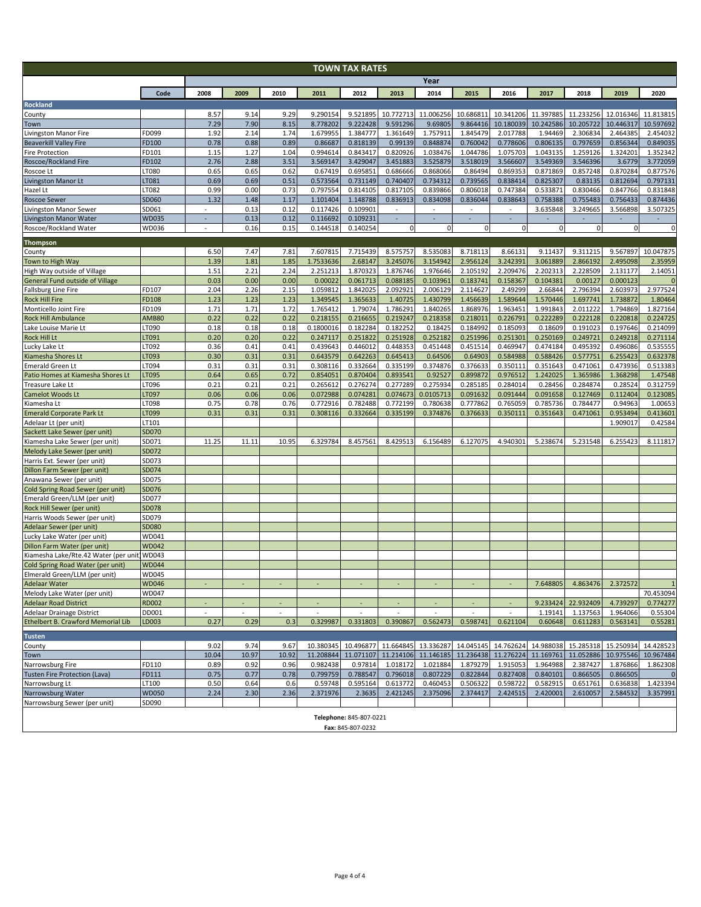# TOWN TAX RATES

| | Code | 2008 | 2009 | 2010 | 2011 | 2012 | 2013 | 2014 | 2015 | 2016 | 2017 | 2018 | 2019 | 2020 |
|---|---|---|---|---|---|---|---|---|---|---|---|---|---|---|
| **Rockland** | | | | | | | | | | | | | | |
| County | | 8.57 | 9.14 | 9.29 | 9.290154 | 9.521895 | 10.772713 | 11.006256 | 10.686811 | 10.341206 | 11.397885 | 11.233256 | 12.016346 | 11.813815 |
| Town | | 7.29 | 7.90 | 8.15 | 8.778202 | 9.222428 | 9.591296 | 9.69805 | 9.864416 | 10.180039 | 10.242586 | 10.205722 | 10.446317 | 10.597692 |
| Livingston Manor Fire | FD099 | 1.92 | 2.14 | 1.74 | 1.679955 | 1.384777 | 1.361649 | 1.757911 | 1.845479 | 2.017788 | 1.94469 | 2.306834 | 2.464385 | 2.454032 |
| Beaverkill Valley Fire | FD100 | 0.78 | 0.88 | 0.89 | 0.86687 | 0.818139 | 0.99139 | 0.848874 | 0.760042 | 0.778606 | 0.806135 | 0.797659 | 0.856344 | 0.849035 |
| Fire Protection | FD101 | 1.15 | 1.27 | 1.04 | 0.994614 | 0.843417 | 0.820926 | 1.038476 | 1.044786 | 1.075703 | 1.043135 | 1.259126 | 1.324201 | 1.352342 |
| Roscoe/Rockland Fire | FD102 | 2.76 | 2.88 | 3.51 | 3.569147 | 3.429047 | 3.451883 | 3.525879 | 3.518019 | 3.566607 | 3.549369 | 3.546396 | 3.6779 | 3.772059 |
| Roscoe Lt | LT080 | 0.65 | 0.65 | 0.62 | 0.67419 | 0.695851 | 0.686666 | 0.868066 | 0.86494 | 0.869353 | 0.871869 | 0.857248 | 0.870284 | 0.877576 |
| Livingston Manor Lt | LT081 | 0.69 | 0.69 | 0.51 | 0.573564 | 0.731149 | 0.740407 | 0.734312 | 0.739565 | 0.838414 | 0.825307 | 0.83135 | 0.812694 | 0.797131 |
| Hazel Lt | LT082 | 0.99 | 0.00 | 0.73 | 0.797554 | 0.814105 | 0.817105 | 0.839866 | 0.806018 | 0.747384 | 0.533871 | 0.830466 | 0.847766 | 0.831848 |
| Roscoe Sewer | SD060 | 1.32 | 1.48 | 1.17 | 1.101404 | 1.148788 | 0.836913 | 0.834098 | 0.836044 | 0.838643 | 0.758388 | 0.755483 | 0.756433 | 0.874436 |
| Livingston Manor Sewer | SD061 | - | 0.13 | 0.12 | 0.117426 | 0.109901 | - | - | - | - | 3.635848 | 3.249665 | 3.566898 | 3.507325 |
| Livingston Manor Water | WD035 | - | 0.13 | 0.12 | 0.116692 | 0.109231 | - | - | - | - | - | - | - | - |
| Roscoe/Rockland Water | WD036 | - | 0.16 | 0.15 | 0.144518 | 0.140254 | 0 | 0 | 0 | 0 | 0 | 0 | 0 | 0 |
| **Thompson** | | | | | | | | | | | | | | |
| County | | 6.50 | 7.47 | 7.81 | 7.607815 | 7.715439 | 8.575757 | 8.535083 | 8.718113 | 8.66131 | 9.11437 | 9.311215 | 9.567897 | 10.047875 |
| Town to High Way | | 1.39 | 1.81 | 1.85 | 1.7533636 | 2.68147 | 3.245076 | 3.154942 | 2.956124 | 3.242391 | 3.061889 | 2.866192 | 2.495098 | 2.35959 |
| High Way outside of Village | | 1.51 | 2.21 | 2.24 | 2.251213 | 1.870323 | 1.876746 | 1.976646 | 2.105192 | 2.209476 | 2.202313 | 2.228509 | 2.131177 | 2.14051 |
| General Fund outside of Village | | 0.03 | 0.00 | 0.00 | 0.00022 | 0.061713 | 0.088185 | 0.103961 | 0.183741 | 0.158367 | 0.104381 | 0.00127 | 0.000123 | 0 |
| Fallsburg Line Fire | FD107 | 2.04 | 2.26 | 2.15 | 1.059812 | 1.842025 | 2.092921 | 2.006129 | 2.114627 | 2.49299 | 2.66844 | 2.796394 | 2.603973 | 2.977524 |
| Rock Hill Fire | FD108 | 1.23 | 1.23 | 1.23 | 1.349545 | 1.365633 | 1.40725 | 1.430799 | 1.456639 | 1.589644 | 1.570446 | 1.697741 | 1.738872 | 1.80464 |
| Monticello Joint Fire | FD109 | 1.71 | 1.71 | 1.72 | 1.765412 | 1.79074 | 1.786291 | 1.840265 | 1.868976 | 1.963451 | 1.991843 | 2.011222 | 1.794869 | 1.827164 |
| Rock Hill Ambulance | AMB80 | 0.22 | 0.22 | 0.22 | 0.218155 | 0.216655 | 0.219247 | 0.218358 | 0.218011 | 0.226791 | 0.222289 | 0.222128 | 0.220818 | 0.224725 |
| Lake Louise Marie Lt | LT090 | 0.18 | 0.18 | 0.18 | 0.1800016 | 0.182284 | 0.182252 | 0.18425 | 0.184992 | 0.185093 | 0.18609 | 0.191023 | 0.197646 | 0.214099 |
| Rock Hill Lt | LT091 | 0.20 | 0.20 | 0.22 | 0.247117 | 0.251822 | 0.251928 | 0.252182 | 0.251996 | 0.251301 | 0.250169 | 0.249721 | 0.249218 | 0.271114 |
| Lucky Lake Lt | LT092 | 0.36 | 0.41 | 0.41 | 0.439643 | 0.446012 | 0.448353 | 0.451448 | 0.451514 | 0.469947 | 0.474184 | 0.495392 | 0.496086 | 0.535555 |
| Kiamesha Shores Lt | LT093 | 0.30 | 0.31 | 0.31 | 0.643579 | 0.642263 | 0.645413 | 0.64506 | 0.64903 | 0.584988 | 0.588426 | 0.577751 | 6.255423 | 0.632378 |
| Emerald Green Lt | LT094 | 0.31 | 0.31 | 0.31 | 0.308116 | 0.332664 | 0.335199 | 0.374876 | 0.376633 | 0.350111 | 0.351643 | 0.471061 | 0.473936 | 0.513383 |
| Patio Homes at Kiamesha Shores Lt | LT095 | 0.64 | 0.65 | 0.72 | 0.854051 | 0.870404 | 0.893541 | 0.92527 | 0.899872 | 0.976512 | 1.242025 | 1.365986 | 1.368298 | 1.47548 |
| Treasure Lake Lt | LT096 | 0.21 | 0.21 | 0.21 | 0.265612 | 0.276274 | 0.277289 | 0.275934 | 0.285185 | 0.284014 | 0.28456 | 0.284874 | 0.28524 | 0.312759 |
| Camelot Woods Lt | LT097 | 0.06 | 0.06 | 0.06 | 0.072988 | 0.074281 | 0.074673 | 0.0105713 | 0.091632 | 0.091444 | 0.091658 | 0.127469 | 0.112404 | 0.123085 |
| Kiamesha Lt | LT098 | 0.75 | 0.78 | 0.76 | 0.772916 | 0.782488 | 0.772199 | 0.780638 | 0.777862 | 0.765059 | 0.785736 | 0.784477 | 0.94963 | 1.00653 |
| Emerald Corporate Park Lt | LT099 | 0.31 | 0.31 | 0.31 | 0.308116 | 0.332664 | 0.335199 | 0.374876 | 0.376633 | 0.350111 | 0.351643 | 0.471061 | 0.953494 | 0.413601 |
| Adelaar Lt (per unit) | LT101 | | | | | | | | | | | | 1.909017 | 0.42584 |
| Sackett Lake Sewer (per unit) | SD070 | | | | | | | | | | | | | |
| Kiamesha Lake Sewer (per unit) | SD071 | 11.25 | 11.11 | 10.95 | 6.329784 | 8.457561 | 8.429513 | 6.156489 | 6.127075 | 4.940301 | 5.238674 | 5.231548 | 6.255423 | 8.111817 |
| Melody Lake Sewer (per unit) | SD072 | | | | | | | | | | | | | |
| Harris Ext. Sewer (per unit) | SD073 | | | | | | | | | | | | | |
| Dillon Farm Sewer (per unit) | SD074 | | | | | | | | | | | | | |
| Anawana Sewer (per unit) | SD075 | | | | | | | | | | | | | |
| Cold Spring Road Sewer (per unit) | SD076 | | | | | | | | | | | | | |
| Emerald Green/LLM (per unit) | SD077 | | | | | | | | | | | | | |
| Rock Hill Sewer (per unit) | SD078 | | | | | | | | | | | | | |
| Harris Woods Sewer (per unit) | SD079 | | | | | | | | | | | | | |
| Adelaar Sewer (per unit) | SD080 | | | | | | | | | | | | | |
| Lucky Lake Water (per unit) | WD041 | | | | | | | | | | | | | |
| Dillon Farm Water (per unit) | WD042 | | | | | | | | | | | | | |
| Kiamesha Lake/Rte.42 Water (per unit) | WD043 | | | | | | | | | | | | | |
| Cold Spring Road Water (per unit) | WD044 | | | | | | | | | | | | | |
| Elmerald Green/LLM (per unit) | WD045 | | | | | | | | | | | | | |
| Adelaar Water | WD046 | - | - | - | - | - | - | - | - | - | 7.648805 | 4.863476 | 2.372572 | 1 |
| Melody Lake Water (per unit) | WD047 | | | | | | | | | | | | | 70.453094 |
| Adelaar Road District | RD002 | - | - | - | - | - | - | - | - | - | 9.233424 | 22.932409 | 4.739297 | 0.774277 |
| Adelaar Drainage District | DD001 | - | - | - | - | - | - | - | - | - | 1.19141 | 1.137563 | 1.964066 | 0.55304 |
| Ethelbert B. Crawford Memorial Lib | LD003 | 0.27 | 0.29 | 0.3 | 0.329987 | 0.331803 | 0.390867 | 0.562473 | 0.598741 | 0.621104 | 0.60648 | 0.611283 | 0.563141 | 0.55281 |
| **Tusten** | | | | | | | | | | | | | | |
| County | | 9.02 | 9.74 | 9.67 | 10.380345 | 10.496877 | 11.664845 | 13.336287 | 14.045145 | 14.762624 | 14.988038 | 15.285318 | 15.250934 | 14.428523 |
| Town | | 10.04 | 10.97 | 10.92 | 11.208844 | 11.071107 | 11.214106 | 11.146185 | 11.236438 | 11.276224 | 11.169761 | 11.052886 | 10.975546 | 10.967484 |
| Narrowsburg Fire | FD110 | 0.89 | 0.92 | 0.96 | 0.982438 | 0.97814 | 1.018172 | 1.021884 | 1.879279 | 1.915053 | 1.964988 | 2.387427 | 1.876866 | 1.862308 |
| Tusten Fire Protection (Lava) | FD111 | 0.75 | 0.77 | 0.78 | 0.799759 | 0.788547 | 0.796018 | 0.807229 | 0.822844 | 0.827408 | 0.840101 | 0.866505 | 0.866505 | 0 |
| Narrowsburg Lt | LT100 | 0.50 | 0.64 | 0.6 | 0.59748 | 0.595164 | 0.613772 | 0.460453 | 0.506322 | 0.598722 | 0.582915 | 0.651761 | 0.636838 | 1.423394 |
| Narrowsburg Water | WD050 | 2.24 | 2.30 | 2.36 | 2.371976 | 2.3635 | 2.421245 | 2.375096 | 2.374417 | 2.424515 | 2.420001 | 2.610057 | 2.584532 | 3.357991 |
| Narrowsburg Sewer (per unit) | SD090 | | | | | | | | | | | | | |

**Telephone:** 845-807-0221

**Fax:** 845-807-0232